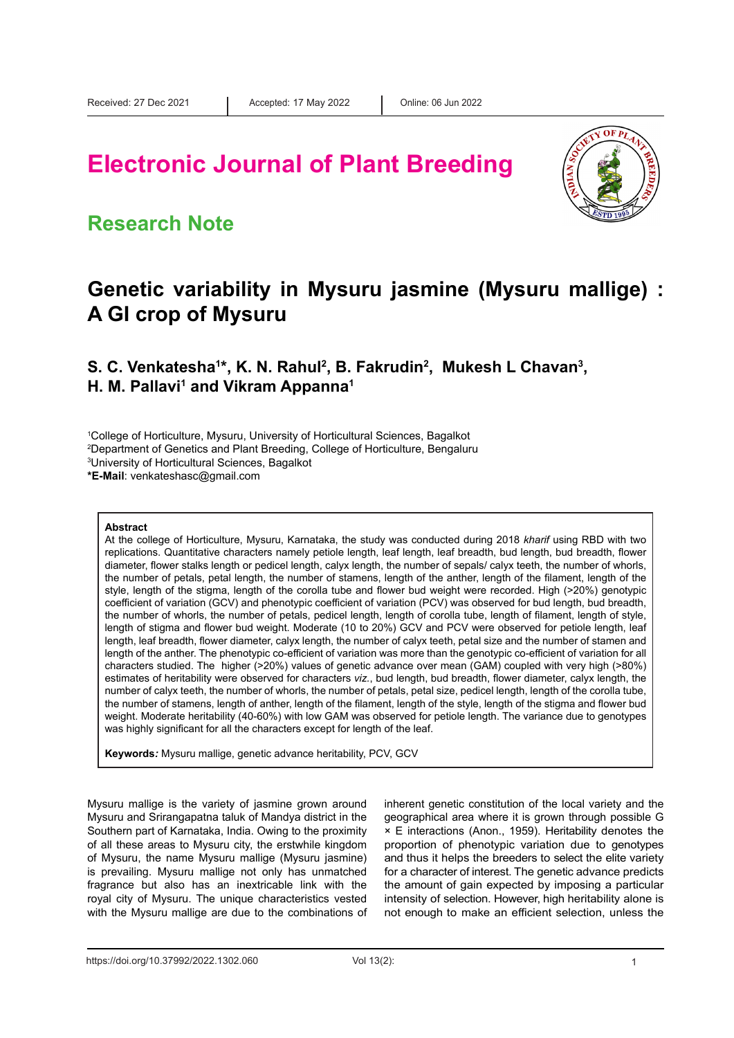Received: 27 Dec 2021 | Accepted: 17 May 2022 | Online: 06 Jun 2022

# Electronic Journal of Plant Breeding

## Research Note

# Genetic variability in Mysuru jasmine (Mysuru mallige) : A GI crop of Mysuru

**S. C. Venkatesha[1]\*, K. N. Rahul[2], B. Fakrudin[2], Mukesh L Chavan[3], H. M. Pallavi[1] and Vikram Appanna[1]**

[1]College of Horticulture, Mysuru, University of Horticultural Sciences, Bagalkot
[2]Department of Genetics and Plant Breeding, College of Horticulture, Bengaluru
[3]University of Horticultural Sciences, Bagalkot
**\*E-Mail**: venkateshasc@gmail.com

### Abstract

At the college of Horticulture, Mysuru, Karnataka, the study was conducted during 2018 *kharif* using RBD with two replications. Quantitative characters namely petiole length, leaf length, leaf breadth, bud length, bud breadth, flower diameter, flower stalks length or pedicel length, calyx length, the number of sepals/ calyx teeth, the number of whorls, the number of petals, petal length, the number of stamens, length of the anther, length of the filament, length of the style, length of the stigma, length of the corolla tube and flower bud weight were recorded. High (>20%) genotypic coefficient of variation (GCV) and phenotypic coefficient of variation (PCV) was observed for bud length, bud breadth, the number of whorls, the number of petals, pedicel length, length of corolla tube, length of filament, length of style, length of stigma and flower bud weight. Moderate (10 to 20%) GCV and PCV were observed for petiole length, leaf length, leaf breadth, flower diameter, calyx length, the number of calyx teeth, petal size and the number of stamen and length of the anther. The phenotypic co-efficient of variation was more than the genotypic co-efficient of variation for all characters studied. The higher (>20%) values of genetic advance over mean (GAM) coupled with very high (>80%) estimates of heritability were observed for characters *viz.*, bud length, bud breadth, flower diameter, calyx length, the number of calyx teeth, the number of whorls, the number of petals, petal size, pedicel length, length of the corolla tube, the number of stamens, length of anther, length of the filament, length of the style, length of the stigma and flower bud weight. Moderate heritability (40-60%) with low GAM was observed for petiole length. The variance due to genotypes was highly significant for all the characters except for length of the leaf.

**Keywords*:*** Mysuru mallige, genetic advance heritability, PCV, GCV

Mysuru mallige is the variety of jasmine grown around Mysuru and Srirangapatna taluk of Mandya district in the Southern part of Karnataka, India. Owing to the proximity of all these areas to Mysuru city, the erstwhile kingdom of Mysuru, the name Mysuru mallige (Mysuru jasmine) is prevailing. Mysuru mallige not only has unmatched fragrance but also has an inextricable link with the royal city of Mysuru. The unique characteristics vested with the Mysuru mallige are due to the combinations of inherent genetic constitution of the local variety and the geographical area where it is grown through possible G × E interactions (Anon., 1959). Heritability denotes the proportion of phenotypic variation due to genotypes and thus it helps the breeders to select the elite variety for a character of interest. The genetic advance predicts the amount of gain expected by imposing a particular intensity of selection. However, high heritability alone is not enough to make an efficient selection, unless the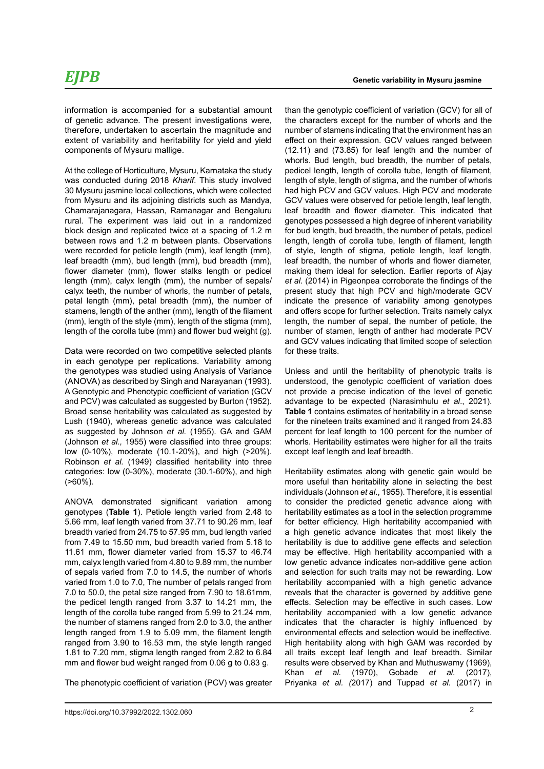information is accompanied for a substantial amount of genetic advance. The present investigations were, therefore, undertaken to ascertain the magnitude and extent of variability and heritability for yield and yield components of Mysuru mallige.

At the college of Horticulture, Mysuru, Karnataka the study was conducted during 2018 *Kharif*. This study involved 30 Mysuru jasmine local collections, which were collected from Mysuru and its adjoining districts such as Mandya, Chamarajanagara, Hassan, Ramanagar and Bengaluru rural. The experiment was laid out in a randomized block design and replicated twice at a spacing of 1.2 m between rows and 1.2 m between plants. Observations were recorded for petiole length (mm), leaf length (mm), leaf breadth (mm), bud length (mm), bud breadth (mm), flower diameter (mm), flower stalks length or pedicel length (mm), calyx length (mm), the number of sepals/ calyx teeth, the number of whorls, the number of petals, petal length (mm), petal breadth (mm), the number of stamens, length of the anther (mm), length of the filament (mm), length of the style (mm), length of the stigma (mm), length of the corolla tube (mm) and flower bud weight (g).

Data were recorded on two competitive selected plants in each genotype per replications. Variability among the genotypes was studied using Analysis of Variance (ANOVA) as described by Singh and Narayanan (1993). A Genotypic and Phenotypic coefficient of variation (GCV and PCV) was calculated as suggested by Burton (1952). Broad sense heritability was calculated as suggested by Lush (1940), whereas genetic advance was calculated as suggested by Johnson *et al.* (1955). GA and GAM (Johnson *et al.,* 1955) were classified into three groups: low (0-10%), moderate (10.1-20%), and high (>20%). Robinson *et al.* (1949) classified heritability into three categories: low (0-30%), moderate (30.1-60%), and high (>60%).

ANOVA demonstrated significant variation among genotypes (**Table 1**). Petiole length varied from 2.48 to 5.66 mm, leaf length varied from 37.71 to 90.26 mm, leaf breadth varied from 24.75 to 57.95 mm, bud length varied from 7.49 to 15.50 mm, bud breadth varied from 5.18 to 11.61 mm, flower diameter varied from 15.37 to 46.74 mm, calyx length varied from 4.80 to 9.89 mm, the number of sepals varied from 7.0 to 14.5, the number of whorls varied from 1.0 to 7.0, The number of petals ranged from 7.0 to 50.0, the petal size ranged from 7.90 to 18.61mm, the pedicel length ranged from 3.37 to 14.21 mm, the length of the corolla tube ranged from 5.99 to 21.24 mm, the number of stamens ranged from 2.0 to 3.0, the anther length ranged from 1.9 to 5.09 mm, the filament length ranged from 3.90 to 16.53 mm, the style length ranged 1.81 to 7.20 mm, stigma length ranged from 2.82 to 6.84 mm and flower bud weight ranged from 0.06 g to 0.83 g.

The phenotypic coefficient of variation (PCV) was greater than the genotypic coefficient of variation (GCV) for all of the characters except for the number of whorls and the number of stamens indicating that the environment has an effect on their expression. GCV values ranged between (12.11) and (73.85) for leaf length and the number of whorls. Bud length, bud breadth, the number of petals, pedicel length, length of corolla tube, length of filament, length of style, length of stigma, and the number of whorls had high PCV and GCV values. High PCV and moderate GCV values were observed for petiole length, leaf length, leaf breadth and flower diameter. This indicated that genotypes possessed a high degree of inherent variability for bud length, bud breadth, the number of petals, pedicel length, length of corolla tube, length of filament, length of style, length of stigma, petiole length, leaf length, leaf breadth, the number of whorls and flower diameter, making them ideal for selection. Earlier reports of Ajay *et al.* (2014) in Pigeonpea corroborate the findings of the present study that high PCV and high/moderate GCV indicate the presence of variability among genotypes and offers scope for further selection. Traits namely calyx length, the number of sepal, the number of petiole, the number of stamen, length of anther had moderate PCV and GCV values indicating that limited scope of selection for these traits.

Unless and until the heritability of phenotypic traits is understood, the genotypic coefficient of variation does not provide a precise indication of the level of genetic advantage to be expected (Narasimhulu *et al*., 2021). **Table 1** contains estimates of heritability in a broad sense for the nineteen traits examined and it ranged from 24.83 percent for leaf length to 100 percent for the number of whorls. Heritability estimates were higher for all the traits except leaf length and leaf breadth.

Heritability estimates along with genetic gain would be more useful than heritability alone in selecting the best individuals (Johnson *et al*., 1955). Therefore, it is essential to consider the predicted genetic advance along with heritability estimates as a tool in the selection programme for better efficiency. High heritability accompanied with a high genetic advance indicates that most likely the heritability is due to additive gene effects and selection may be effective. High heritability accompanied with a low genetic advance indicates non-additive gene action and selection for such traits may not be rewarding. Low heritability accompanied with a high genetic advance reveals that the character is governed by additive gene effects. Selection may be effective in such cases. Low heritability accompanied with a low genetic advance indicates that the character is highly influenced by environmental effects and selection would be ineffective. High heritability along with high GAM was recorded by all traits except leaf length and leaf breadth. Similar results were observed by Khan and Muthuswamy (1969), Khan *et al.* (1970), Gobade *et al.* (2017), Priyanka *et al. (*2017) and Tuppad *et al.* (2017) in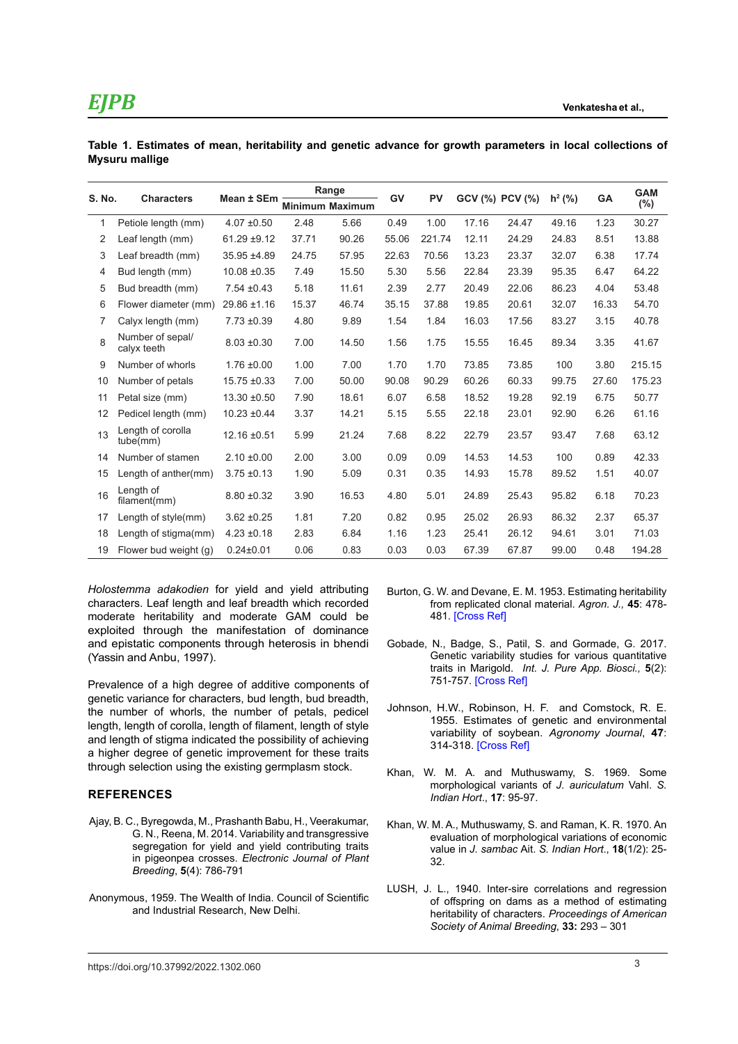**Table 1. Estimates of mean, heritability and genetic advance for growth parameters in local collections of Mysuru mallige**

| S. No. | Characters | Mean ± SEm | Range | | GV | PV | GCV (%) | PCV (%) | $h^2$ (%) | GA | GAM (%) |
|---|---|---|---|---|---|---|---|---|---|---|---|
| | | | Minimum | Maximum | | | | | | | |
| 1 | Petiole length (mm) | 4.07 ±0.50 | 2.48 | 5.66 | 0.49 | 1.00 | 17.16 | 24.47 | 49.16 | 1.23 | 30.27 |
| 2 | Leaf length (mm) | 61.29 ±9.12 | 37.71 | 90.26 | 55.06 | 221.74 | 12.11 | 24.29 | 24.83 | 8.51 | 13.88 |
| 3 | Leaf breadth (mm) | 35.95 ±4.89 | 24.75 | 57.95 | 22.63 | 70.56 | 13.23 | 23.37 | 32.07 | 6.38 | 17.74 |
| 4 | Bud length (mm) | 10.08 ±0.35 | 7.49 | 15.50 | 5.30 | 5.56 | 22.84 | 23.39 | 95.35 | 6.47 | 64.22 |
| 5 | Bud breadth (mm) | 7.54 ±0.43 | 5.18 | 11.61 | 2.39 | 2.77 | 20.49 | 22.06 | 86.23 | 4.04 | 53.48 |
| 6 | Flower diameter (mm) | 29.86 ±1.16 | 15.37 | 46.74 | 35.15 | 37.88 | 19.85 | 20.61 | 32.07 | 16.33 | 54.70 |
| 7 | Calyx length (mm) | 7.73 ±0.39 | 4.80 | 9.89 | 1.54 | 1.84 | 16.03 | 17.56 | 83.27 | 3.15 | 40.78 |
| 8 | Number of sepal/ calyx teeth | 8.03 ±0.30 | 7.00 | 14.50 | 1.56 | 1.75 | 15.55 | 16.45 | 89.34 | 3.35 | 41.67 |
| 9 | Number of whorls | 1.76 ±0.00 | 1.00 | 7.00 | 1.70 | 1.70 | 73.85 | 73.85 | 100 | 3.80 | 215.15 |
| 10 | Number of petals | 15.75 ±0.33 | 7.00 | 50.00 | 90.08 | 90.29 | 60.26 | 60.33 | 99.75 | 27.60 | 175.23 |
| 11 | Petal size (mm) | 13.30 ±0.50 | 7.90 | 18.61 | 6.07 | 6.58 | 18.52 | 19.28 | 92.19 | 6.75 | 50.77 |
| 12 | Pedicel length (mm) | 10.23 ±0.44 | 3.37 | 14.21 | 5.15 | 5.55 | 22.18 | 23.01 | 92.90 | 6.26 | 61.16 |
| 13 | Length of corolla tube(mm) | 12.16 ±0.51 | 5.99 | 21.24 | 7.68 | 8.22 | 22.79 | 23.57 | 93.47 | 7.68 | 63.12 |
| 14 | Number of stamen | 2.10 ±0.00 | 2.00 | 3.00 | 0.09 | 0.09 | 14.53 | 14.53 | 100 | 0.89 | 42.33 |
| 15 | Length of anther(mm) | 3.75 ±0.13 | 1.90 | 5.09 | 0.31 | 0.35 | 14.93 | 15.78 | 89.52 | 1.51 | 40.07 |
| 16 | Length of filament(mm) | 8.80 ±0.32 | 3.90 | 16.53 | 4.80 | 5.01 | 24.89 | 25.43 | 95.82 | 6.18 | 70.23 |
| 17 | Length of style(mm) | 3.62 ±0.25 | 1.81 | 7.20 | 0.82 | 0.95 | 25.02 | 26.93 | 86.32 | 2.37 | 65.37 |
| 18 | Length of stigma(mm) | 4.23 ±0.18 | 2.83 | 6.84 | 1.16 | 1.23 | 25.41 | 26.12 | 94.61 | 3.01 | 71.03 |
| 19 | Flower bud weight (g) | 0.24±0.01 | 0.06 | 0.83 | 0.03 | 0.03 | 67.39 | 67.87 | 99.00 | 0.48 | 194.28 |

*Holostemma adakodien* for yield and yield attributing characters. Leaf length and leaf breadth which recorded moderate heritability and moderate GAM could be exploited through the manifestation of dominance and epistatic components through heterosis in bhendi (Yassin and Anbu, 1997).

Prevalence of a high degree of additive components of genetic variance for characters, bud length, bud breadth, the number of whorls, the number of petals, pedicel length, length of corolla, length of filament, length of style and length of stigma indicated the possibility of achieving a higher degree of genetic improvement for these traits through selection using the existing germplasm stock.

## REFERENCES

Ajay, B. C., Byregowda, M., Prashanth Babu, H., Veerakumar, G. N., Reena, M. 2014. Variability and transgressive segregation for yield and yield contributing traits in pigeonpea crosses. *Electronic Journal of Plant Breeding*, **5**(4): 786-791

Anonymous, 1959. The Wealth of India. Council of Scientific and Industrial Research, New Delhi.

Burton, G. W. and Devane, E. M. 1953. Estimating heritability from replicated clonal material. *Agron. J.,* **45**: 478-481. [Cross Ref]

Gobade, N., Badge, S., Patil, S. and Gormade, G. 2017. Genetic variability studies for various quantitative traits in Marigold. *Int. J. Pure App. Biosci.,* **5**(2): 751-757. [Cross Ref]

Johnson, H.W., Robinson, H. F. and Comstock, R. E. 1955. Estimates of genetic and environmental variability of soybean. *Agronomy Journal*, **47**: 314-318. [Cross Ref]

Khan, W. M. A. and Muthuswamy, S. 1969. Some morphological variants of *J. auriculatum* Vahl. *S. Indian Hort*., **17**: 95-97.

Khan, W. M. A., Muthuswamy, S. and Raman, K. R. 1970. An evaluation of morphological variations of economic value in *J. sambac* Ait. *S. Indian Hort*., **18**(1/2): 25-32.

LUSH, J. L., 1940. Inter-sire correlations and regression of offspring on dams as a method of estimating heritability of characters. *Proceedings of American Society of Animal Breeding*, **33:** 293 – 301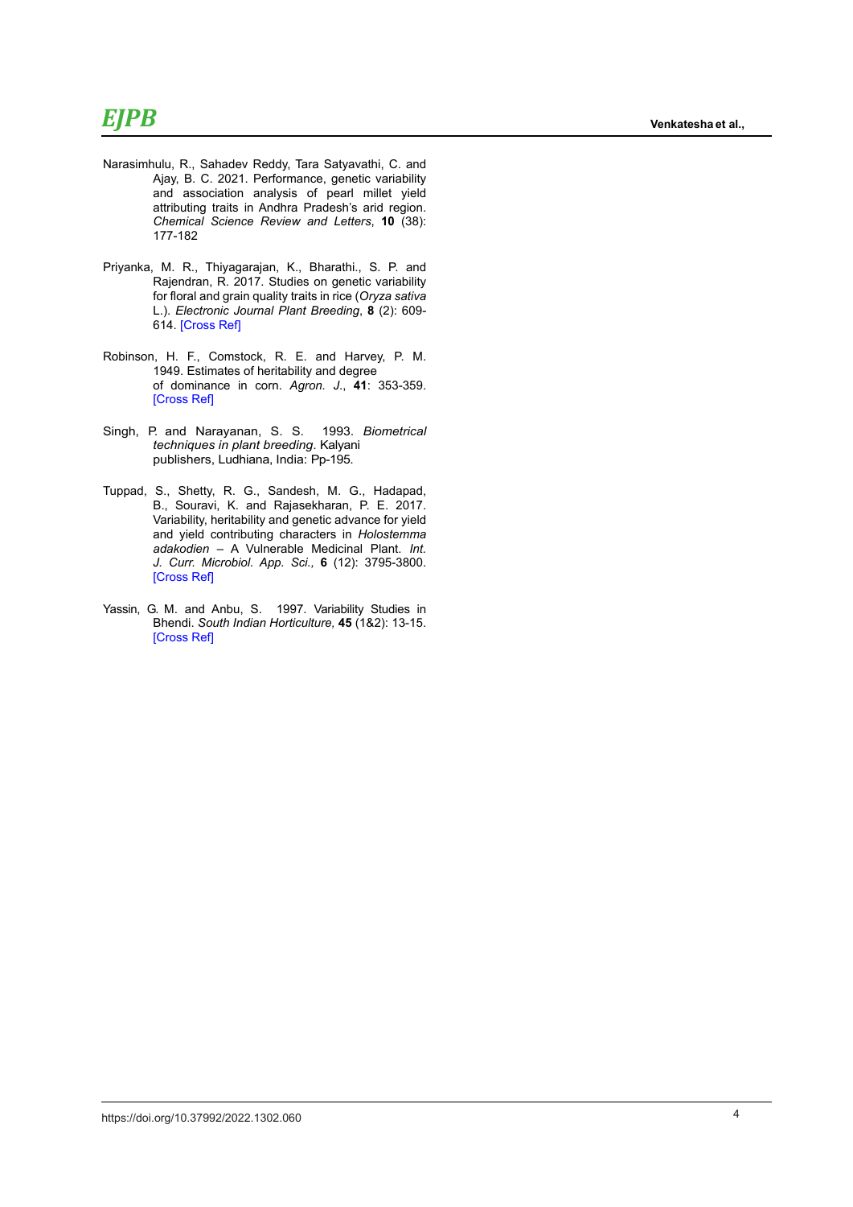Narasimhulu, R., Sahadev Reddy, Tara Satyavathi, C. and Ajay, B. C. 2021. Performance, genetic variability and association analysis of pearl millet yield attributing traits in Andhra Pradesh's arid region. *Chemical Science Review and Letters*, **10** (38): 177-182

Priyanka, M. R., Thiyagarajan, K., Bharathi., S. P. and Rajendran, R. 2017. Studies on genetic variability for floral and grain quality traits in rice (*Oryza sativa* L.). *Electronic Journal Plant Breeding*, **8** (2): 609-614. [Cross Ref]

Robinson, H. F., Comstock, R. E. and Harvey, P. M. 1949. Estimates of heritability and degree of dominance in corn. *Agron. J*., **41**: 353-359. [Cross Ref]

Singh, P. and Narayanan, S. S. 1993. *Biometrical techniques in plant breeding*. Kalyani publishers, Ludhiana, India: Pp-195.

Tuppad, S., Shetty, R. G., Sandesh, M. G., Hadapad, B., Souravi, K. and Rajasekharan, P. E. 2017. Variability, heritability and genetic advance for yield and yield contributing characters in *Holostemma adakodien* – A Vulnerable Medicinal Plant. *Int. J. Curr. Microbiol. App. Sci.,* **6** (12): 3795-3800. [Cross Ref]

Yassin, G. M. and Anbu, S. 1997. Variability Studies in Bhendi. *South Indian Horticulture,* **45** (1&2): 13-15. [Cross Ref]